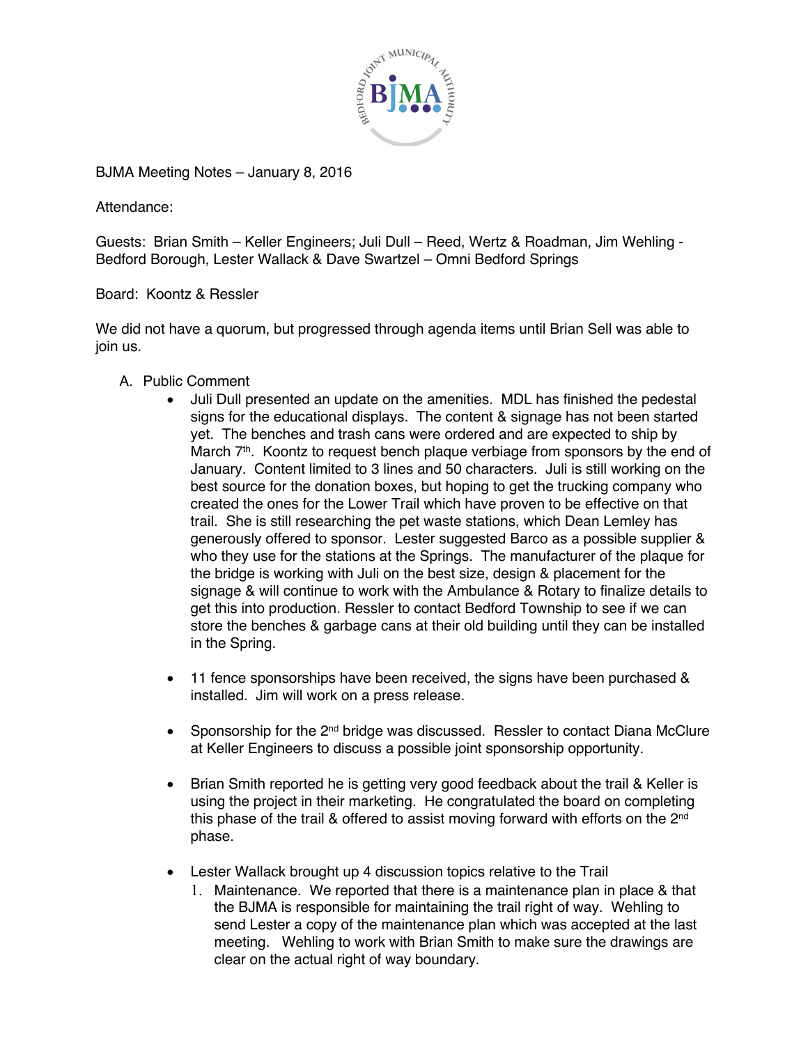BJMA Meeting Notes – January 8, 2016

Attendance:

Guests: Brian Smith – Keller Engineers; Juli Dull – Reed, Wertz & Roadman, Jim Wehling - Bedford Borough, Lester Wallack & Dave Swartzel – Omni Bedford Springs

Board: Koontz & Ressler

We did not have a quorum, but progressed through agenda items until Brian Sell was able to join us.

A. Public Comment
   - Juli Dull presented an update on the amenities. MDL has finished the pedestal signs for the educational displays. The content & signage has not been started yet. The benches and trash cans were ordered and are expected to ship by March 7th. Koontz to request bench plaque verbiage from sponsors by the end of January. Content limited to 3 lines and 50 characters. Juli is still working on the best source for the donation boxes, but hoping to get the trucking company who created the ones for the Lower Trail which have proven to be effective on that trail. She is still researching the pet waste stations, which Dean Lemley has generously offered to sponsor. Lester suggested Barco as a possible supplier & who they use for the stations at the Springs. The manufacturer of the plaque for the bridge is working with Juli on the best size, design & placement for the signage & will continue to work with the Ambulance & Rotary to finalize details to get this into production. Ressler to contact Bedford Township to see if we can store the benches & garbage cans at their old building until they can be installed in the Spring.

   - 11 fence sponsorships have been received, the signs have been purchased & installed. Jim will work on a press release.

   - Sponsorship for the 2nd bridge was discussed. Ressler to contact Diana McClure at Keller Engineers to discuss a possible joint sponsorship opportunity.

   - Brian Smith reported he is getting very good feedback about the trail & Keller is using the project in their marketing. He congratulated the board on completing this phase of the trail & offered to assist moving forward with efforts on the 2nd phase.

   - Lester Wallack brought up 4 discussion topics relative to the Trail
     1. Maintenance. We reported that there is a maintenance plan in place & that the BJMA is responsible for maintaining the trail right of way. Wehling to send Lester a copy of the maintenance plan which was accepted at the last meeting. Wehling to work with Brian Smith to make sure the drawings are clear on the actual right of way boundary.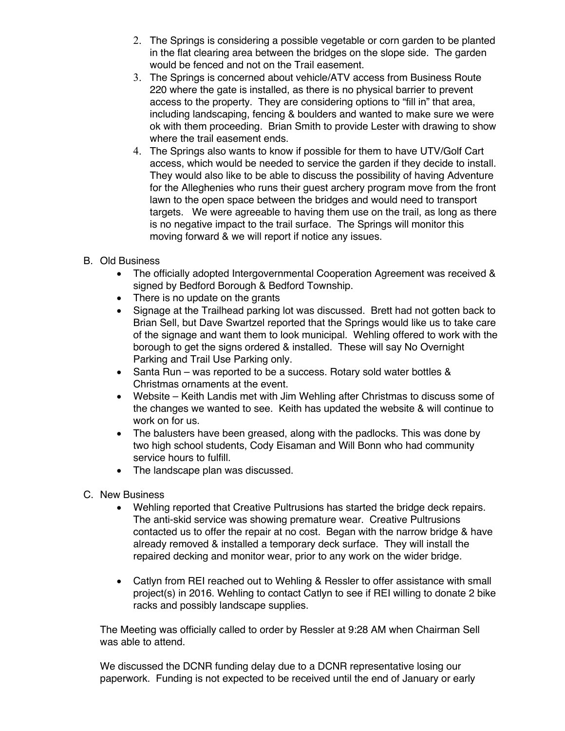2. The Springs is considering a possible vegetable or corn garden to be planted in the flat clearing area between the bridges on the slope side. The garden would be fenced and not on the Trail easement.
3. The Springs is concerned about vehicle/ATV access from Business Route 220 where the gate is installed, as there is no physical barrier to prevent access to the property. They are considering options to "fill in" that area, including landscaping, fencing & boulders and wanted to make sure we were ok with them proceeding. Brian Smith to provide Lester with drawing to show where the trail easement ends.
4. The Springs also wants to know if possible for them to have UTV/Golf Cart access, which would be needed to service the garden if they decide to install. They would also like to be able to discuss the possibility of having Adventure for the Alleghenies who runs their guest archery program move from the front lawn to the open space between the bridges and would need to transport targets. We were agreeable to having them use on the trail, as long as there is no negative impact to the trail surface. The Springs will monitor this moving forward & we will report if notice any issues.

B. Old Business

- The officially adopted Intergovernmental Cooperation Agreement was received & signed by Bedford Borough & Bedford Township.
- There is no update on the grants
- Signage at the Trailhead parking lot was discussed. Brett had not gotten back to Brian Sell, but Dave Swartzel reported that the Springs would like us to take care of the signage and want them to look municipal. Wehling offered to work with the borough to get the signs ordered & installed. These will say No Overnight Parking and Trail Use Parking only.
- Santa Run – was reported to be a success. Rotary sold water bottles & Christmas ornaments at the event.
- Website – Keith Landis met with Jim Wehling after Christmas to discuss some of the changes we wanted to see. Keith has updated the website & will continue to work on for us.
- The balusters have been greased, along with the padlocks. This was done by two high school students, Cody Eisaman and Will Bonn who had community service hours to fulfill.
- The landscape plan was discussed.

C. New Business

- Wehling reported that Creative Pultrusions has started the bridge deck repairs. The anti-skid service was showing premature wear. Creative Pultrusions contacted us to offer the repair at no cost. Began with the narrow bridge & have already removed & installed a temporary deck surface. They will install the repaired decking and monitor wear, prior to any work on the wider bridge.

- Catlyn from REI reached out to Wehling & Ressler to offer assistance with small project(s) in 2016. Wehling to contact Catlyn to see if REI willing to donate 2 bike racks and possibly landscape supplies.

The Meeting was officially called to order by Ressler at 9:28 AM when Chairman Sell was able to attend.

We discussed the DCNR funding delay due to a DCNR representative losing our paperwork. Funding is not expected to be received until the end of January or early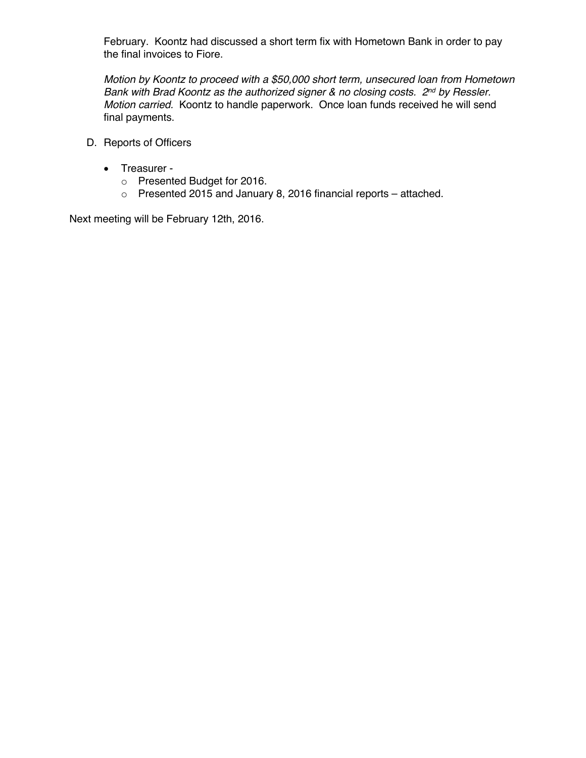February. Koontz had discussed a short term fix with Hometown Bank in order to pay the final invoices to Fiore.

*Motion by Koontz to proceed with a $50,000 short term, unsecured loan from Hometown Bank with Brad Koontz as the authorized signer & no closing costs. 2nd by Ressler. Motion carried.* Koontz to handle paperwork. Once loan funds received he will send final payments.

D. Reports of Officers

- Treasurer -
  - Presented Budget for 2016.
  - Presented 2015 and January 8, 2016 financial reports – attached.

Next meeting will be February 12th, 2016.